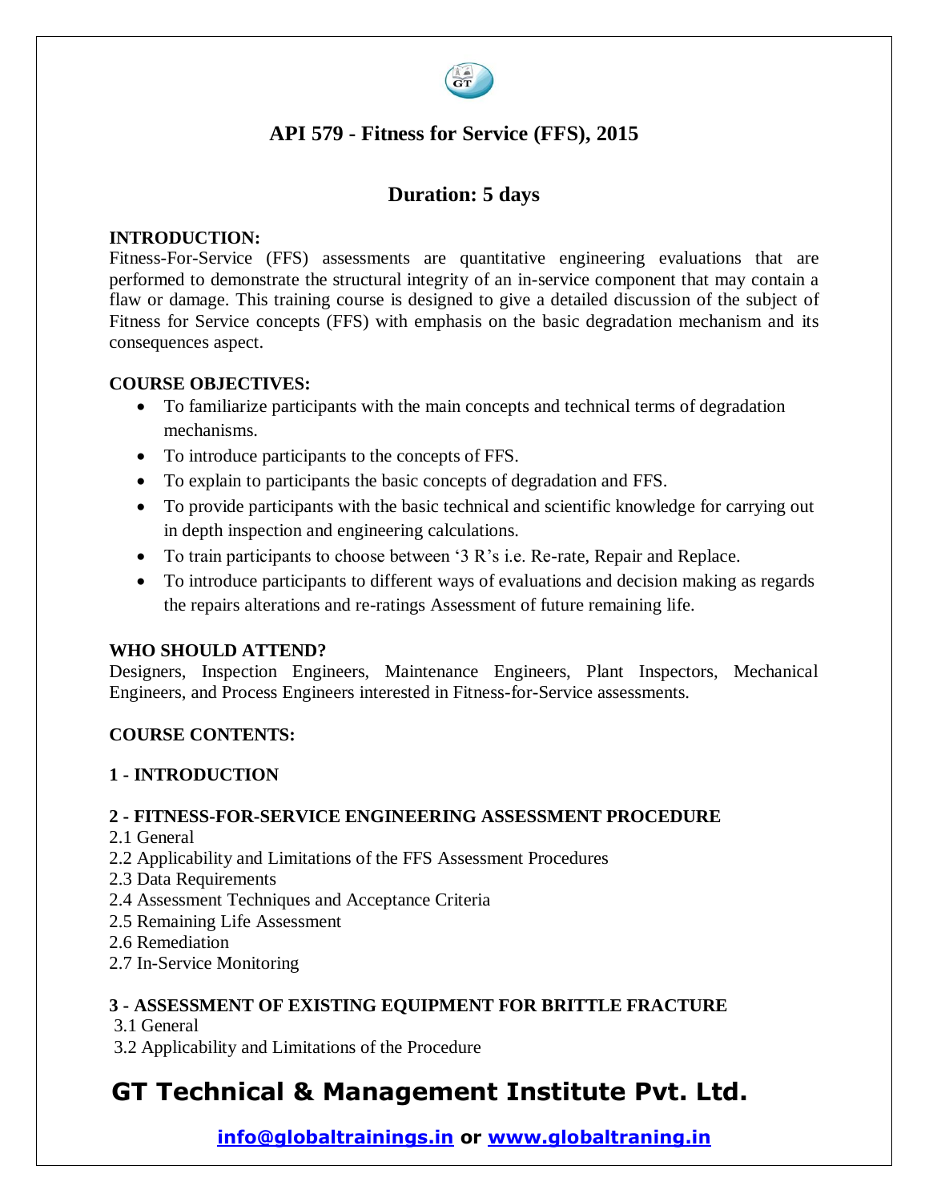# API 579 - Fitness for Service (FFS), 2015

## Duration: 5 days

**INTRODUCTION:**

Fitness-For-Service (FFS) assessments are quantitative engineering evaluations that are performed to demonstrate the structural integrity of an in-service component that may contain a flaw or damage. This training course is designed to give a detailed discussion of the subject of Fitness for Service concepts (FFS) with emphasis on the basic degradation mechanism and its consequences aspect.

**COURSE OBJECTIVES:**

- To familiarize participants with the main concepts and technical terms of degradation mechanisms.
- To introduce participants to the concepts of FFS.
- To explain to participants the basic concepts of degradation and FFS.
- To provide participants with the basic technical and scientific knowledge for carrying out in depth inspection and engineering calculations.
- To train participants to choose between '3 R's i.e. Re-rate, Repair and Replace.
- To introduce participants to different ways of evaluations and decision making as regards the repairs alterations and re-ratings Assessment of future remaining life.

**WHO SHOULD ATTEND?**

Designers, Inspection Engineers, Maintenance Engineers, Plant Inspectors, Mechanical Engineers, and Process Engineers interested in Fitness-for-Service assessments.

**COURSE CONTENTS:**

**1 - INTRODUCTION**

**2 - FITNESS-FOR-SERVICE ENGINEERING ASSESSMENT PROCEDURE**

2.1 General
2.2 Applicability and Limitations of the FFS Assessment Procedures
2.3 Data Requirements
2.4 Assessment Techniques and Acceptance Criteria
2.5 Remaining Life Assessment
2.6 Remediation
2.7 In-Service Monitoring

**3 - ASSESSMENT OF EXISTING EQUIPMENT FOR BRITTLE FRACTURE**

3.1 General
3.2 Applicability and Limitations of the Procedure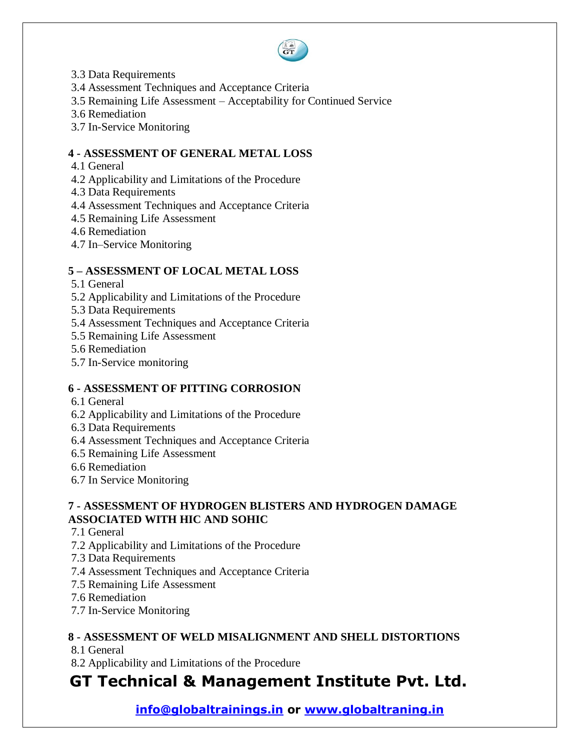3.3 Data Requirements
3.4 Assessment Techniques and Acceptance Criteria
3.5 Remaining Life Assessment – Acceptability for Continued Service
3.6 Remediation
3.7 In-Service Monitoring

**4 - ASSESSMENT OF GENERAL METAL LOSS**

4.1 General
4.2 Applicability and Limitations of the Procedure
4.3 Data Requirements
4.4 Assessment Techniques and Acceptance Criteria
4.5 Remaining Life Assessment
4.6 Remediation
4.7 In–Service Monitoring

**5 – ASSESSMENT OF LOCAL METAL LOSS**

5.1 General
5.2 Applicability and Limitations of the Procedure
5.3 Data Requirements
5.4 Assessment Techniques and Acceptance Criteria
5.5 Remaining Life Assessment
5.6 Remediation
5.7 In-Service monitoring

**6 - ASSESSMENT OF PITTING CORROSION**

6.1 General
6.2 Applicability and Limitations of the Procedure
6.3 Data Requirements
6.4 Assessment Techniques and Acceptance Criteria
6.5 Remaining Life Assessment
6.6 Remediation
6.7 In Service Monitoring

**7 - ASSESSMENT OF HYDROGEN BLISTERS AND HYDROGEN DAMAGE ASSOCIATED WITH HIC AND SOHIC**

7.1 General
7.2 Applicability and Limitations of the Procedure
7.3 Data Requirements
7.4 Assessment Techniques and Acceptance Criteria
7.5 Remaining Life Assessment
7.6 Remediation
7.7 In-Service Monitoring

**8 - ASSESSMENT OF WELD MISALIGNMENT AND SHELL DISTORTIONS**

8.1 General
8.2 Applicability and Limitations of the Procedure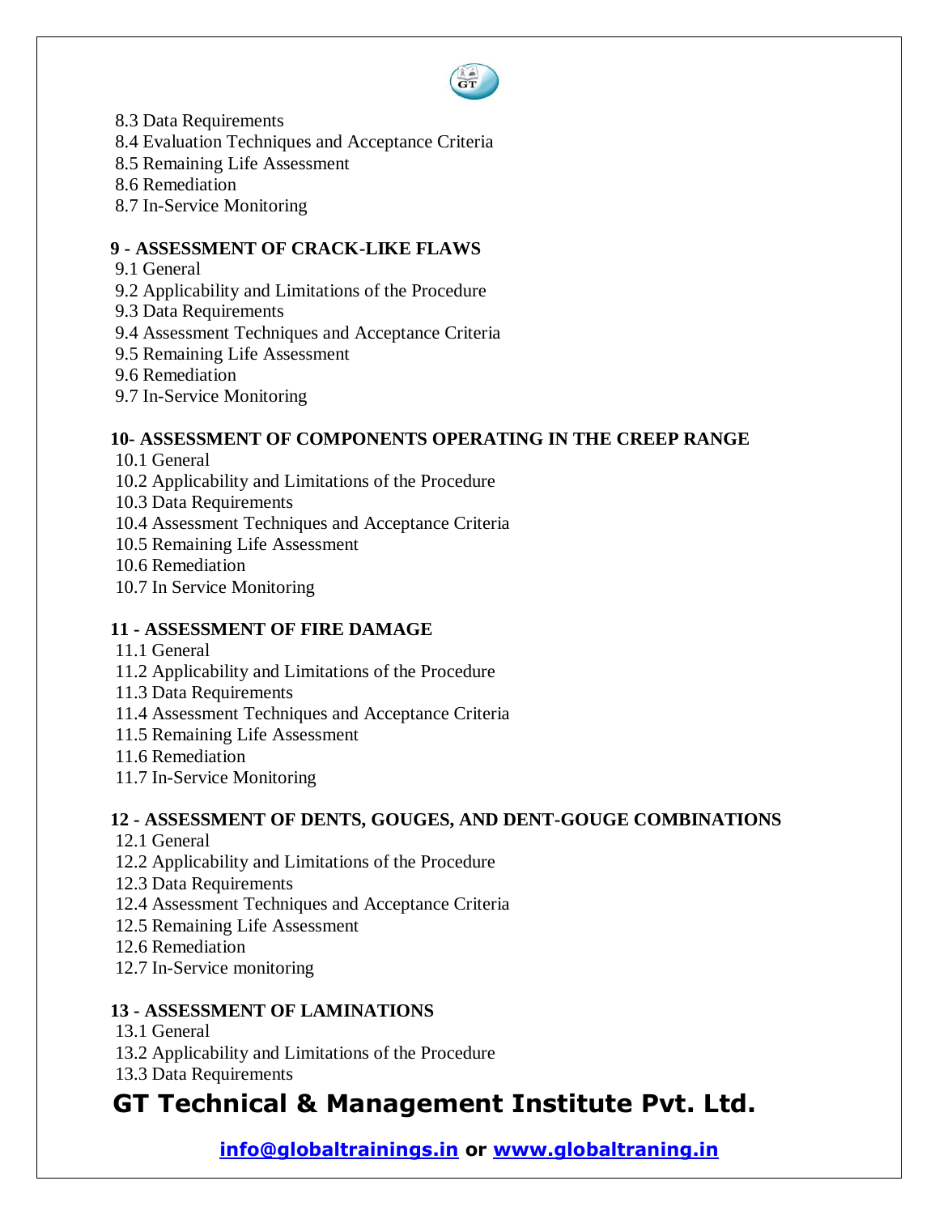8.3 Data Requirements
8.4 Evaluation Techniques and Acceptance Criteria
8.5 Remaining Life Assessment
8.6 Remediation
8.7 In-Service Monitoring

**9 - ASSESSMENT OF CRACK-LIKE FLAWS**

9.1 General
9.2 Applicability and Limitations of the Procedure
9.3 Data Requirements
9.4 Assessment Techniques and Acceptance Criteria
9.5 Remaining Life Assessment
9.6 Remediation
9.7 In-Service Monitoring

**10- ASSESSMENT OF COMPONENTS OPERATING IN THE CREEP RANGE**

10.1 General
10.2 Applicability and Limitations of the Procedure
10.3 Data Requirements
10.4 Assessment Techniques and Acceptance Criteria
10.5 Remaining Life Assessment
10.6 Remediation
10.7 In Service Monitoring

**11 - ASSESSMENT OF FIRE DAMAGE**

11.1 General
11.2 Applicability and Limitations of the Procedure
11.3 Data Requirements
11.4 Assessment Techniques and Acceptance Criteria
11.5 Remaining Life Assessment
11.6 Remediation
11.7 In-Service Monitoring

**12 - ASSESSMENT OF DENTS, GOUGES, AND DENT-GOUGE COMBINATIONS**

12.1 General
12.2 Applicability and Limitations of the Procedure
12.3 Data Requirements
12.4 Assessment Techniques and Acceptance Criteria
12.5 Remaining Life Assessment
12.6 Remediation
12.7 In-Service monitoring

**13 - ASSESSMENT OF LAMINATIONS**

13.1 General
13.2 Applicability and Limitations of the Procedure
13.3 Data Requirements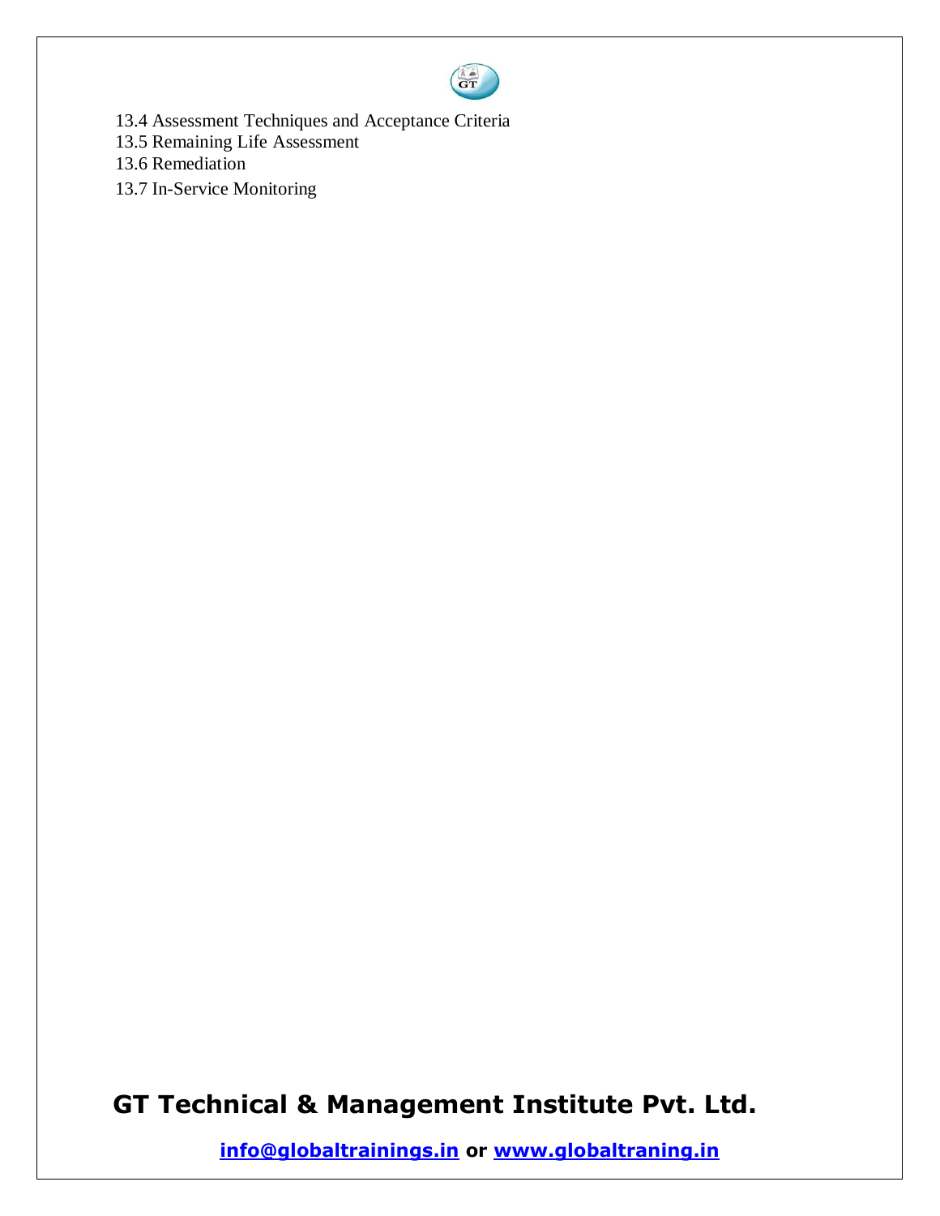13.4 Assessment Techniques and Acceptance Criteria
13.5 Remaining Life Assessment
13.6 Remediation
13.7 In-Service Monitoring